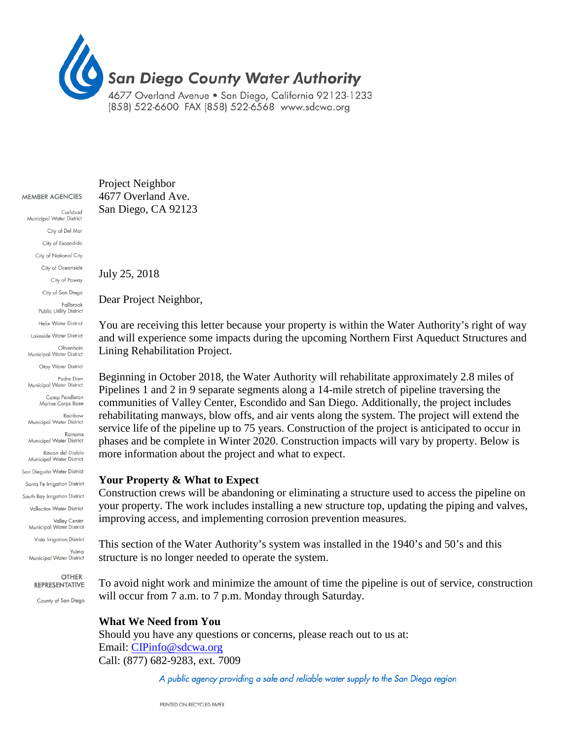# San Diego County Water Authority

4677 Overland Avenue • San Diego, California 92123-1233
(858) 522-6600 FAX (858) 522-6568 www.sdcwa.org

MEMBER AGENCIES

Carlsbad Municipal Water District
City of Del Mar
City of Escondido
City of National City
City of Oceanside
City of Poway
City of San Diego
Fallbrook Public Utility District
Helix Water District
Lakeside Water District
Olivenhain Municipal Water District
Otay Water District
Padre Dam Municipal Water District
Camp Pendleton Marine Corps Base
Rainbow Municipal Water District
Ramona Municipal Water District
Rincon del Diablo Municipal Water District
San Dieguito Water District
Santa Fe Irrigation District
South Bay Irrigation District
Vallecitos Water District
Valley Center Municipal Water District
Vista Irrigation District
Yuima Municipal Water District

OTHER REPRESENTATIVE

County of San Diego

Project Neighbor
4677 Overland Ave.
San Diego, CA 92123

July 25, 2018

Dear Project Neighbor,

You are receiving this letter because your property is within the Water Authority's right of way and will experience some impacts during the upcoming Northern First Aqueduct Structures and Lining Rehabilitation Project.

Beginning in October 2018, the Water Authority will rehabilitate approximately 2.8 miles of Pipelines 1 and 2 in 9 separate segments along a 14-mile stretch of pipeline traversing the communities of Valley Center, Escondido and San Diego. Additionally, the project includes rehabilitating manways, blow offs, and air vents along the system. The project will extend the service life of the pipeline up to 75 years. Construction of the project is anticipated to occur in phases and be complete in Winter 2020. Construction impacts will vary by property. Below is more information about the project and what to expect.

**Your Property & What to Expect**

Construction crews will be abandoning or eliminating a structure used to access the pipeline on your property. The work includes installing a new structure top, updating the piping and valves, improving access, and implementing corrosion prevention measures.

This section of the Water Authority's system was installed in the 1940's and 50's and this structure is no longer needed to operate the system.

To avoid night work and minimize the amount of time the pipeline is out of service, construction will occur from 7 a.m. to 7 p.m. Monday through Saturday.

**What We Need from You**

Should you have any questions or concerns, please reach out to us at:
Email: CIPinfo@sdcwa.org
Call: (877) 682-9283, ext. 7009

*A public agency providing a safe and reliable water supply to the San Diego region*

PRINTED ON RECYCLED PAPER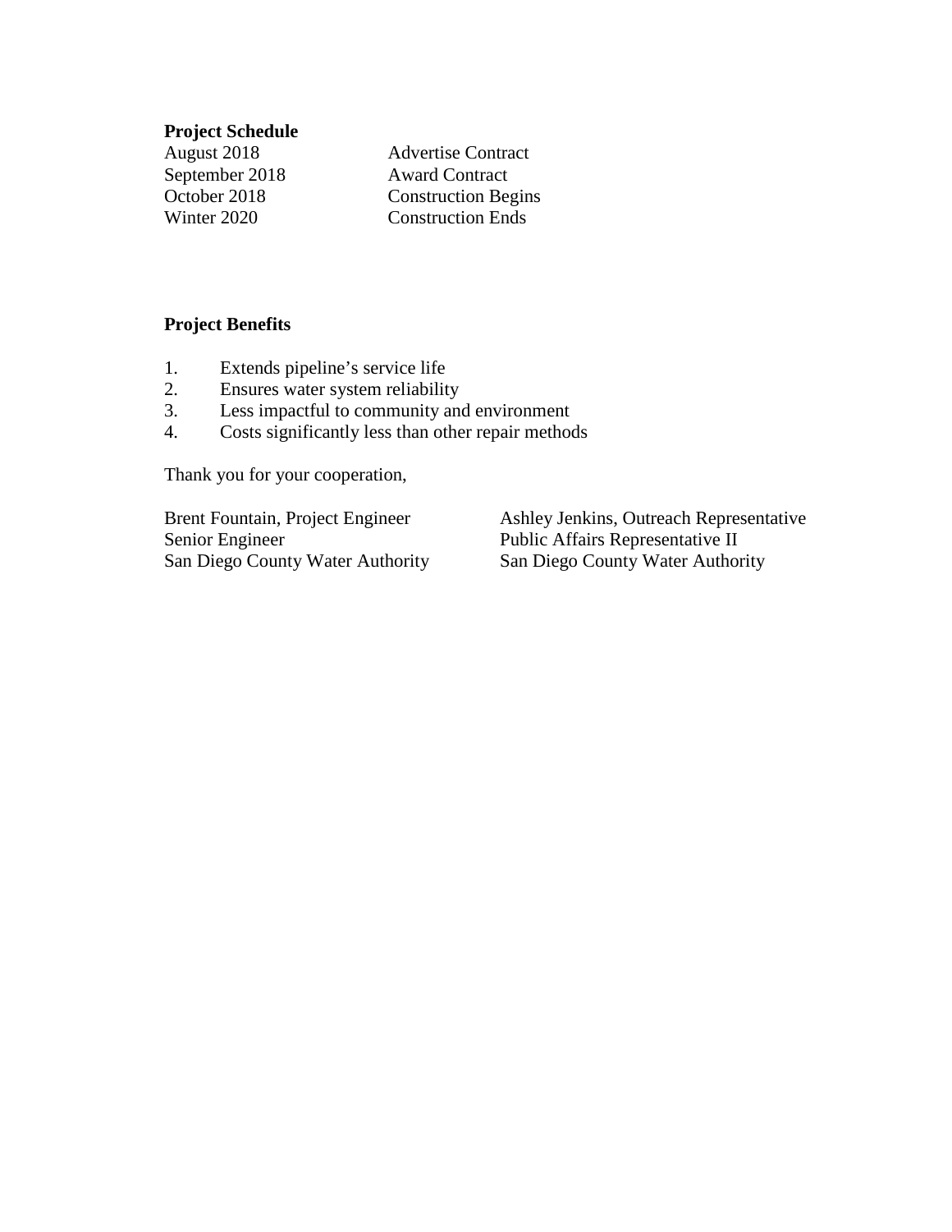**Project Schedule**

| | |
|---|---|
| August 2018 | Advertise Contract |
| September 2018 | Award Contract |
| October 2018 | Construction Begins |
| Winter 2020 | Construction Ends |

**Project Benefits**

1. Extends pipeline's service life
2. Ensures water system reliability
3. Less impactful to community and environment
4. Costs significantly less than other repair methods

Thank you for your cooperation,

Brent Fountain, Project Engineer
Senior Engineer
San Diego County Water Authority

Ashley Jenkins, Outreach Representative
Public Affairs Representative II
San Diego County Water Authority